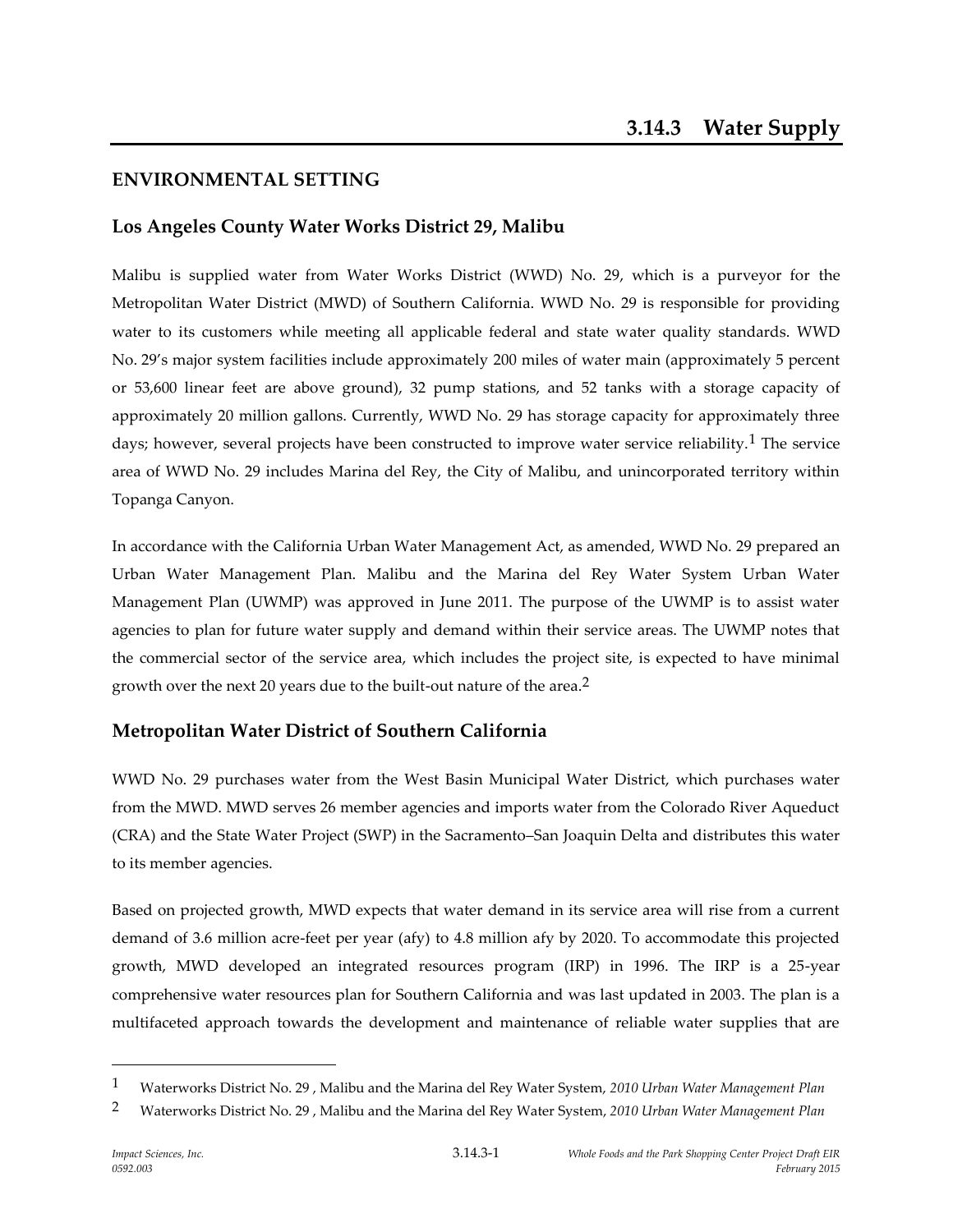# 3.14.3 Water Supply

## ENVIRONMENTAL SETTING

### Los Angeles County Water Works District 29, Malibu

Malibu is supplied water from Water Works District (WWD) No. 29, which is a purveyor for the Metropolitan Water District (MWD) of Southern California. WWD No. 29 is responsible for providing water to its customers while meeting all applicable federal and state water quality standards. WWD No. 29's major system facilities include approximately 200 miles of water main (approximately 5 percent or 53,600 linear feet are above ground), 32 pump stations, and 52 tanks with a storage capacity of approximately 20 million gallons. Currently, WWD No. 29 has storage capacity for approximately three days; however, several projects have been constructed to improve water service reliability.[1] The service area of WWD No. 29 includes Marina del Rey, the City of Malibu, and unincorporated territory within Topanga Canyon.

In accordance with the California Urban Water Management Act, as amended, WWD No. 29 prepared an Urban Water Management Plan. Malibu and the Marina del Rey Water System Urban Water Management Plan (UWMP) was approved in June 2011. The purpose of the UWMP is to assist water agencies to plan for future water supply and demand within their service areas. The UWMP notes that the commercial sector of the service area, which includes the project site, is expected to have minimal growth over the next 20 years due to the built-out nature of the area.[2]

### Metropolitan Water District of Southern California

WWD No. 29 purchases water from the West Basin Municipal Water District, which purchases water from the MWD. MWD serves 26 member agencies and imports water from the Colorado River Aqueduct (CRA) and the State Water Project (SWP) in the Sacramento–San Joaquin Delta and distributes this water to its member agencies.

Based on projected growth, MWD expects that water demand in its service area will rise from a current demand of 3.6 million acre-feet per year (afy) to 4.8 million afy by 2020. To accommodate this projected growth, MWD developed an integrated resources program (IRP) in 1996. The IRP is a 25-year comprehensive water resources plan for Southern California and was last updated in 2003. The plan is a multifaceted approach towards the development and maintenance of reliable water supplies that are

---

1 Waterworks District No. 29 , Malibu and the Marina del Rey Water System, *2010 Urban Water Management Plan*

2 Waterworks District No. 29 , Malibu and the Marina del Rey Water System, *2010 Urban Water Management Plan*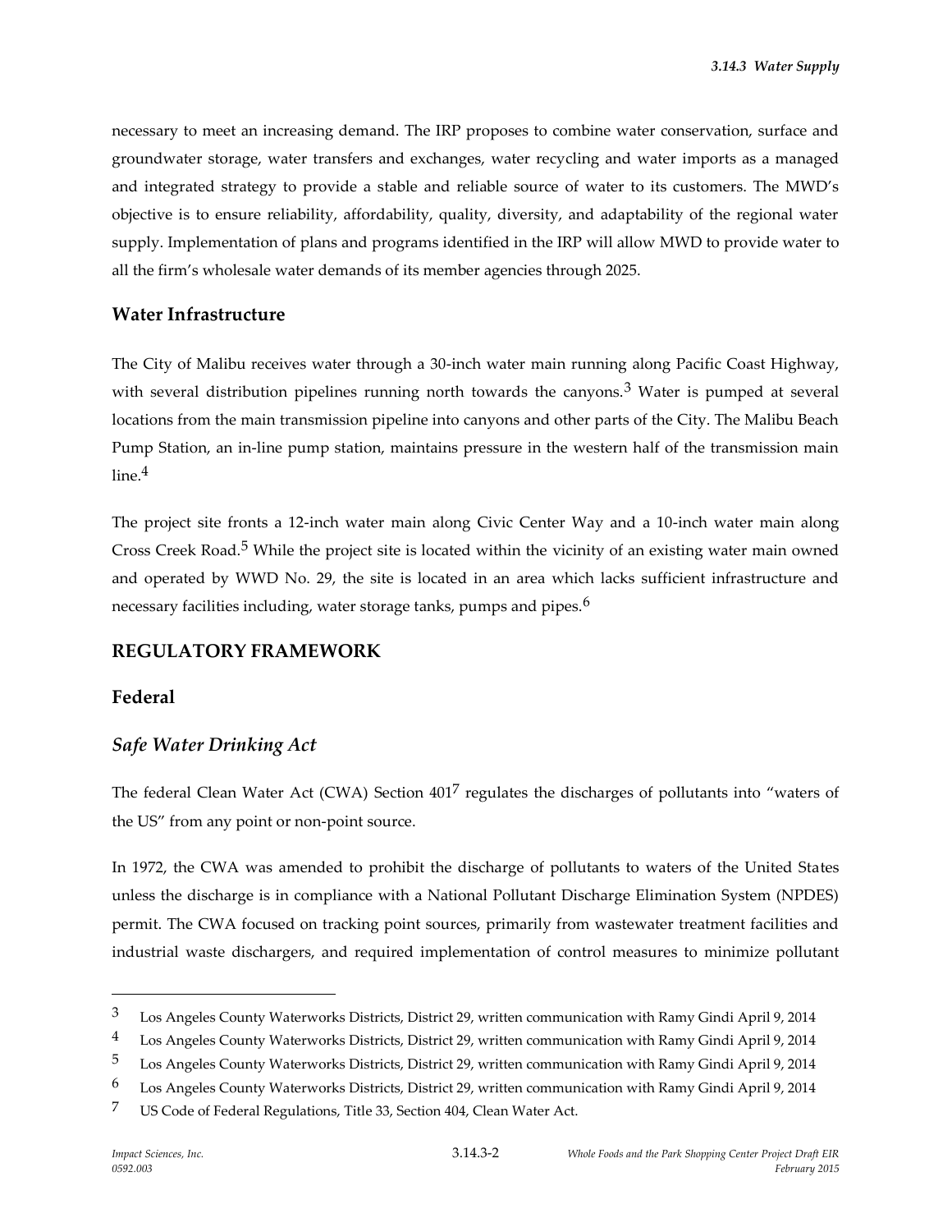necessary to meet an increasing demand. The IRP proposes to combine water conservation, surface and groundwater storage, water transfers and exchanges, water recycling and water imports as a managed and integrated strategy to provide a stable and reliable source of water to its customers. The MWD's objective is to ensure reliability, affordability, quality, diversity, and adaptability of the regional water supply. Implementation of plans and programs identified in the IRP will allow MWD to provide water to all the firm's wholesale water demands of its member agencies through 2025.

## Water Infrastructure

The City of Malibu receives water through a 30-inch water main running along Pacific Coast Highway, with several distribution pipelines running north towards the canyons.[3] Water is pumped at several locations from the main transmission pipeline into canyons and other parts of the City. The Malibu Beach Pump Station, an in-line pump station, maintains pressure in the western half of the transmission main line.[4]

The project site fronts a 12-inch water main along Civic Center Way and a 10-inch water main along Cross Creek Road.[5] While the project site is located within the vicinity of an existing water main owned and operated by WWD No. 29, the site is located in an area which lacks sufficient infrastructure and necessary facilities including, water storage tanks, pumps and pipes.[6]

## REGULATORY FRAMEWORK

## Federal

### *Safe Water Drinking Act*

The federal Clean Water Act (CWA) Section 401[7] regulates the discharges of pollutants into "waters of the US" from any point or non-point source.

In 1972, the CWA was amended to prohibit the discharge of pollutants to waters of the United States unless the discharge is in compliance with a National Pollutant Discharge Elimination System (NPDES) permit. The CWA focused on tracking point sources, primarily from wastewater treatment facilities and industrial waste dischargers, and required implementation of control measures to minimize pollutant

---

[3] Los Angeles County Waterworks Districts, District 29, written communication with Ramy Gindi April 9, 2014

[4] Los Angeles County Waterworks Districts, District 29, written communication with Ramy Gindi April 9, 2014

[5] Los Angeles County Waterworks Districts, District 29, written communication with Ramy Gindi April 9, 2014

[6] Los Angeles County Waterworks Districts, District 29, written communication with Ramy Gindi April 9, 2014

[7] US Code of Federal Regulations, Title 33, Section 404, Clean Water Act.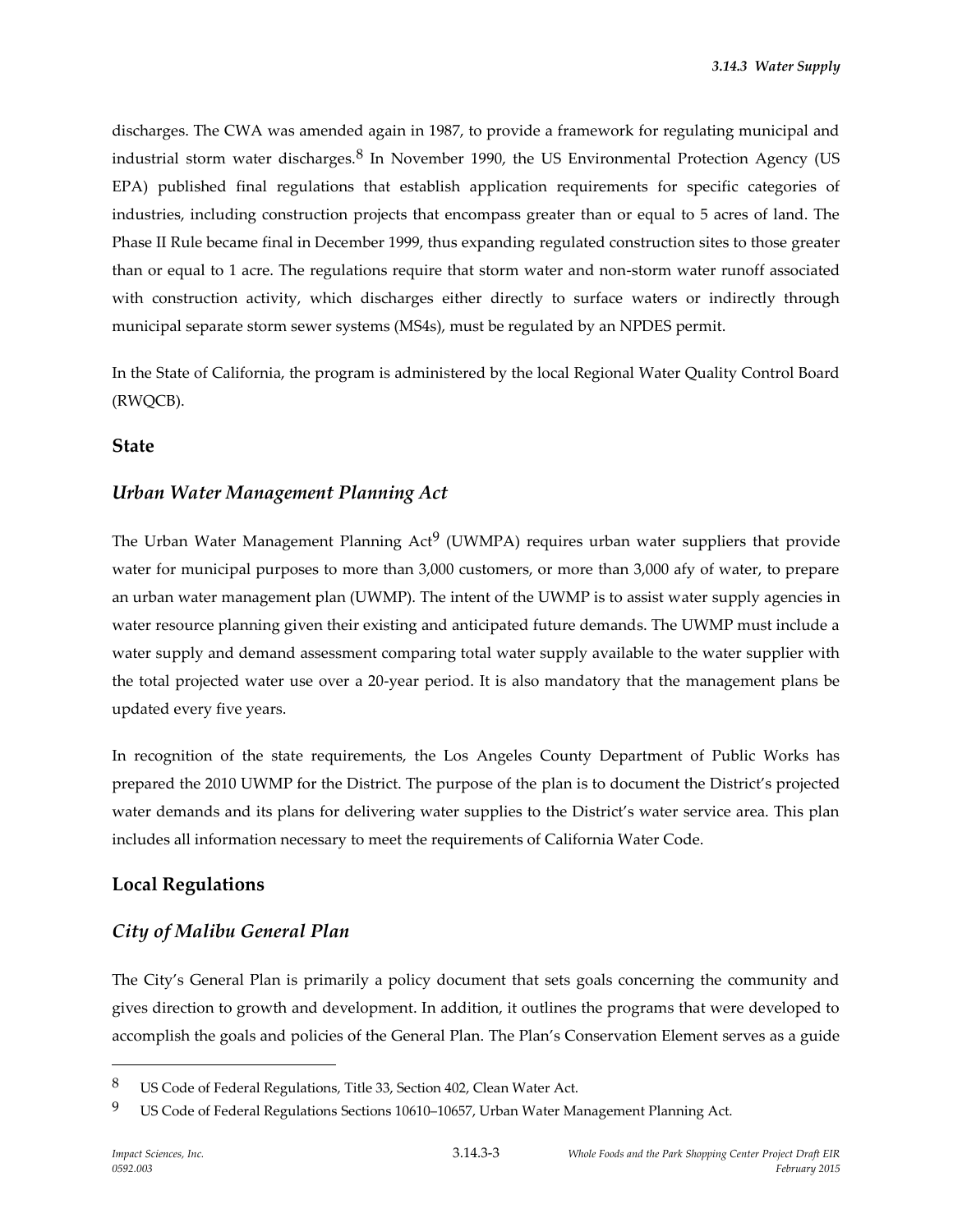discharges. The CWA was amended again in 1987, to provide a framework for regulating municipal and industrial storm water discharges.[8] In November 1990, the US Environmental Protection Agency (US EPA) published final regulations that establish application requirements for specific categories of industries, including construction projects that encompass greater than or equal to 5 acres of land. The Phase II Rule became final in December 1999, thus expanding regulated construction sites to those greater than or equal to 1 acre. The regulations require that storm water and non-storm water runoff associated with construction activity, which discharges either directly to surface waters or indirectly through municipal separate storm sewer systems (MS4s), must be regulated by an NPDES permit.

In the State of California, the program is administered by the local Regional Water Quality Control Board (RWQCB).

## State

### *Urban Water Management Planning Act*

The Urban Water Management Planning Act[9] (UWMPA) requires urban water suppliers that provide water for municipal purposes to more than 3,000 customers, or more than 3,000 afy of water, to prepare an urban water management plan (UWMP). The intent of the UWMP is to assist water supply agencies in water resource planning given their existing and anticipated future demands. The UWMP must include a water supply and demand assessment comparing total water supply available to the water supplier with the total projected water use over a 20-year period. It is also mandatory that the management plans be updated every five years.

In recognition of the state requirements, the Los Angeles County Department of Public Works has prepared the 2010 UWMP for the District. The purpose of the plan is to document the District's projected water demands and its plans for delivering water supplies to the District's water service area. This plan includes all information necessary to meet the requirements of California Water Code.

## Local Regulations

### *City of Malibu General Plan*

The City's General Plan is primarily a policy document that sets goals concerning the community and gives direction to growth and development. In addition, it outlines the programs that were developed to accomplish the goals and policies of the General Plan. The Plan's Conservation Element serves as a guide

---

[8] US Code of Federal Regulations, Title 33, Section 402, Clean Water Act.

[9] US Code of Federal Regulations Sections 10610–10657, Urban Water Management Planning Act.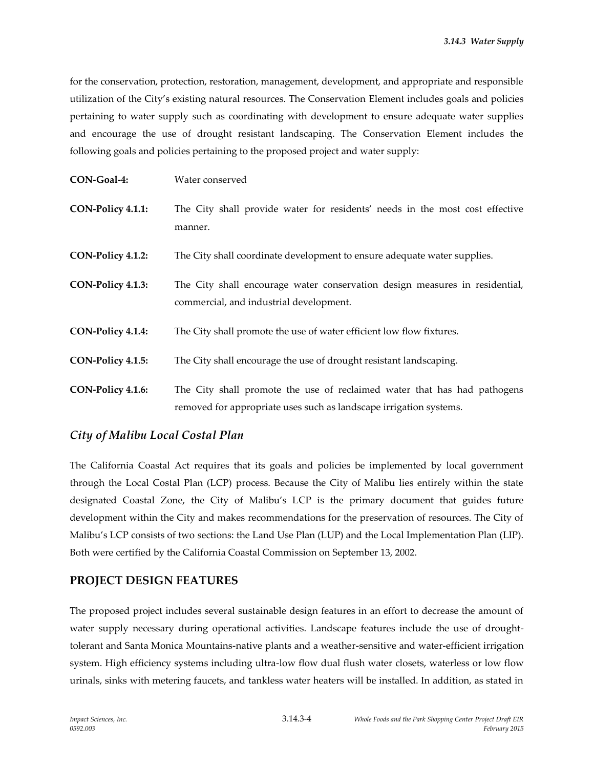for the conservation, protection, restoration, management, development, and appropriate and responsible utilization of the City's existing natural resources. The Conservation Element includes goals and policies pertaining to water supply such as coordinating with development to ensure adequate water supplies and encourage the use of drought resistant landscaping. The Conservation Element includes the following goals and policies pertaining to the proposed project and water supply:

**CON-Goal-4:** Water conserved

**CON-Policy 4.1.1:** The City shall provide water for residents' needs in the most cost effective manner.

**CON-Policy 4.1.2:** The City shall coordinate development to ensure adequate water supplies.

**CON-Policy 4.1.3:** The City shall encourage water conservation design measures in residential, commercial, and industrial development.

**CON-Policy 4.1.4:** The City shall promote the use of water efficient low flow fixtures.

**CON-Policy 4.1.5:** The City shall encourage the use of drought resistant landscaping.

**CON-Policy 4.1.6:** The City shall promote the use of reclaimed water that has had pathogens removed for appropriate uses such as landscape irrigation systems.

### *City of Malibu Local Costal Plan*

The California Coastal Act requires that its goals and policies be implemented by local government through the Local Costal Plan (LCP) process. Because the City of Malibu lies entirely within the state designated Coastal Zone, the City of Malibu's LCP is the primary document that guides future development within the City and makes recommendations for the preservation of resources. The City of Malibu's LCP consists of two sections: the Land Use Plan (LUP) and the Local Implementation Plan (LIP). Both were certified by the California Coastal Commission on September 13, 2002.

## PROJECT DESIGN FEATURES

The proposed project includes several sustainable design features in an effort to decrease the amount of water supply necessary during operational activities. Landscape features include the use of drought-tolerant and Santa Monica Mountains-native plants and a weather-sensitive and water-efficient irrigation system. High efficiency systems including ultra-low flow dual flush water closets, waterless or low flow urinals, sinks with metering faucets, and tankless water heaters will be installed. In addition, as stated in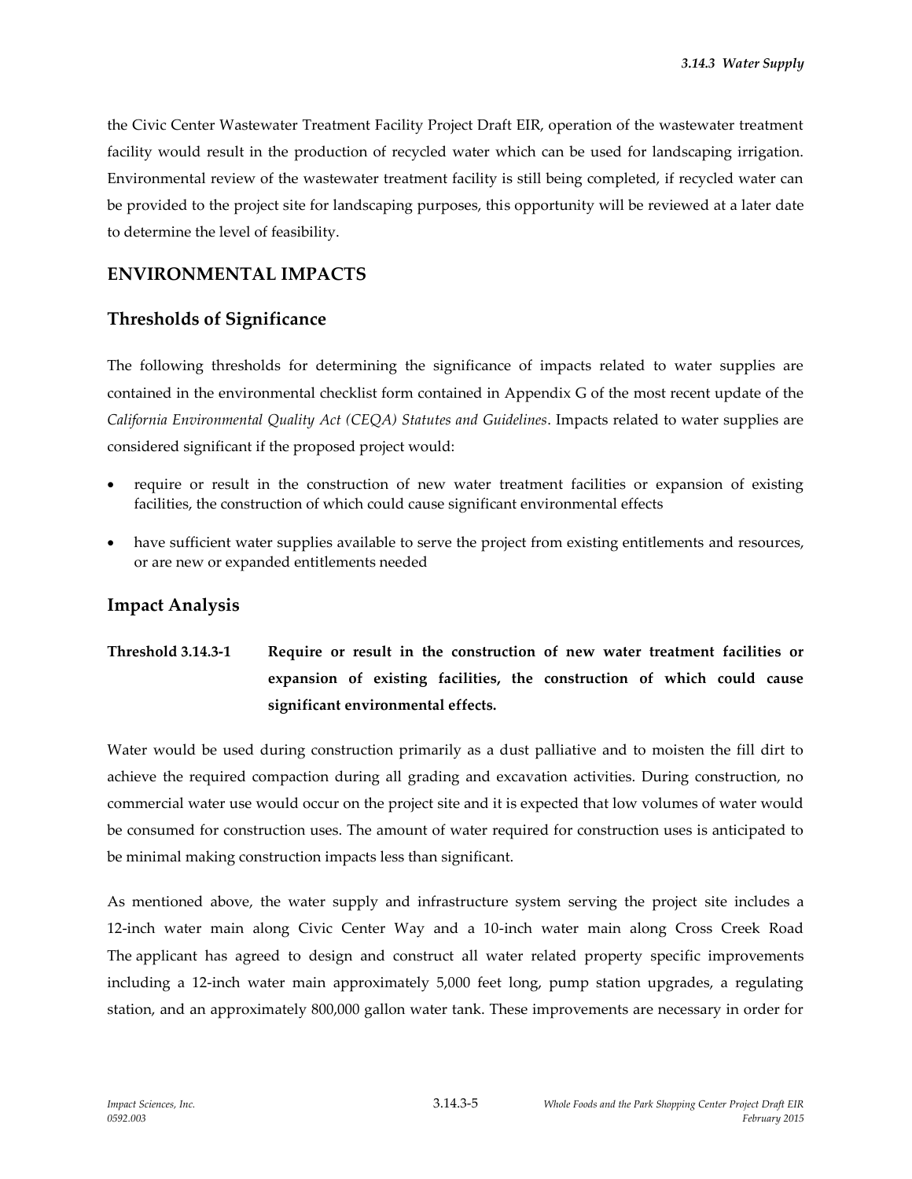the Civic Center Wastewater Treatment Facility Project Draft EIR, operation of the wastewater treatment facility would result in the production of recycled water which can be used for landscaping irrigation. Environmental review of the wastewater treatment facility is still being completed, if recycled water can be provided to the project site for landscaping purposes, this opportunity will be reviewed at a later date to determine the level of feasibility.

## ENVIRONMENTAL IMPACTS

### Thresholds of Significance

The following thresholds for determining the significance of impacts related to water supplies are contained in the environmental checklist form contained in Appendix G of the most recent update of the *California Environmental Quality Act (CEQA) Statutes and Guidelines*. Impacts related to water supplies are considered significant if the proposed project would:

- require or result in the construction of new water treatment facilities or expansion of existing facilities, the construction of which could cause significant environmental effects
- have sufficient water supplies available to serve the project from existing entitlements and resources, or are new or expanded entitlements needed

### Impact Analysis

**Threshold 3.14.3-1 Require or result in the construction of new water treatment facilities or expansion of existing facilities, the construction of which could cause significant environmental effects.**

Water would be used during construction primarily as a dust palliative and to moisten the fill dirt to achieve the required compaction during all grading and excavation activities. During construction, no commercial water use would occur on the project site and it is expected that low volumes of water would be consumed for construction uses. The amount of water required for construction uses is anticipated to be minimal making construction impacts less than significant.

As mentioned above, the water supply and infrastructure system serving the project site includes a 12-inch water main along Civic Center Way and a 10-inch water main along Cross Creek Road The applicant has agreed to design and construct all water related property specific improvements including a 12-inch water main approximately 5,000 feet long, pump station upgrades, a regulating station, and an approximately 800,000 gallon water tank. These improvements are necessary in order for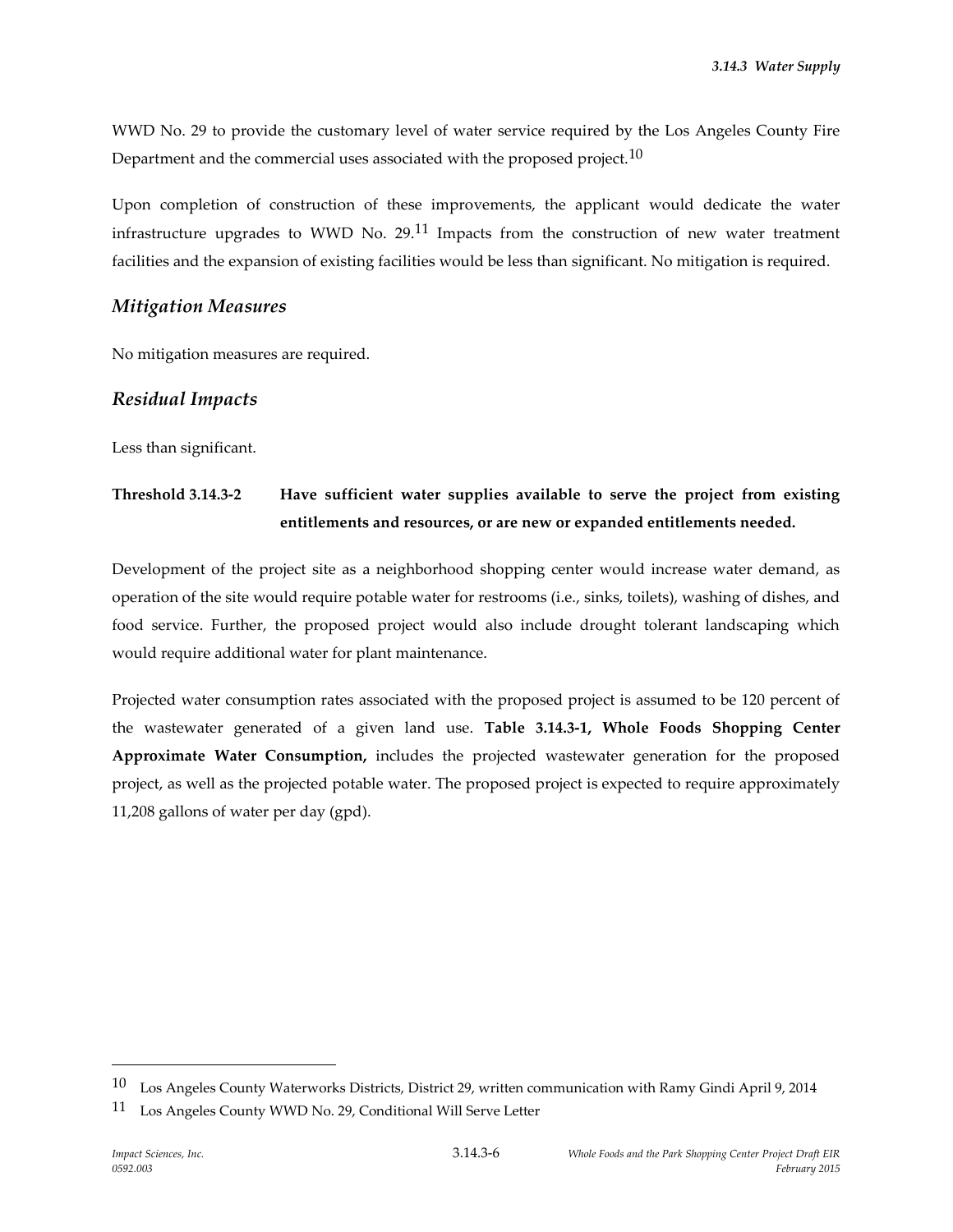WWD No. 29 to provide the customary level of water service required by the Los Angeles County Fire Department and the commercial uses associated with the proposed project.[10]

Upon completion of construction of these improvements, the applicant would dedicate the water infrastructure upgrades to WWD No. 29.[11] Impacts from the construction of new water treatment facilities and the expansion of existing facilities would be less than significant. No mitigation is required.

### *Mitigation Measures*

No mitigation measures are required.

### *Residual Impacts*

Less than significant.

**Threshold 3.14.3-2 Have sufficient water supplies available to serve the project from existing entitlements and resources, or are new or expanded entitlements needed.**

Development of the project site as a neighborhood shopping center would increase water demand, as operation of the site would require potable water for restrooms (i.e., sinks, toilets), washing of dishes, and food service. Further, the proposed project would also include drought tolerant landscaping which would require additional water for plant maintenance.

Projected water consumption rates associated with the proposed project is assumed to be 120 percent of the wastewater generated of a given land use. **Table 3.14.3-1, Whole Foods Shopping Center Approximate Water Consumption,** includes the projected wastewater generation for the proposed project, as well as the projected potable water. The proposed project is expected to require approximately 11,208 gallons of water per day (gpd).

---

[10] Los Angeles County Waterworks Districts, District 29, written communication with Ramy Gindi April 9, 2014

[11] Los Angeles County WWD No. 29, Conditional Will Serve Letter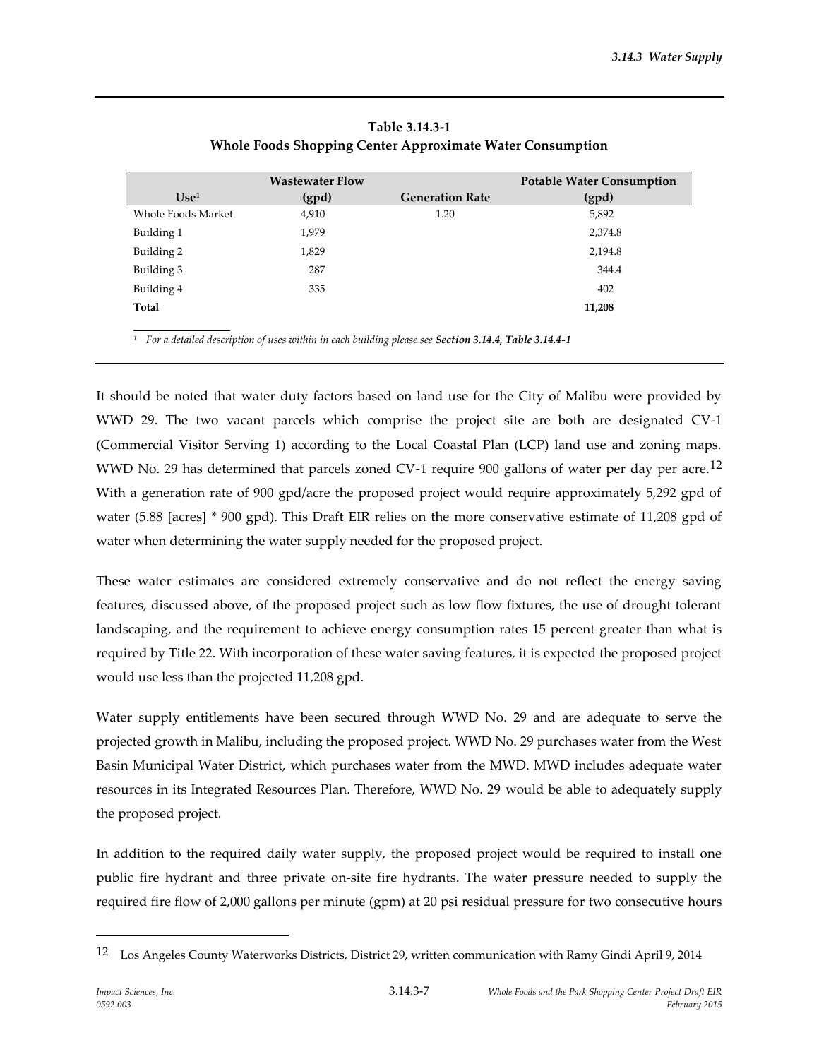**Table 3.14.3-1**
**Whole Foods Shopping Center Approximate Water Consumption**

| Use[1] | Wastewater Flow (gpd) | Generation Rate | Potable Water Consumption (gpd) |
|---|---|---|---|
| Whole Foods Market | 4,910 | 1.20 | 5,892 |
| Building 1 | 1,979 | | 2,374.8 |
| Building 2 | 1,829 | | 2,194.8 |
| Building 3 | 287 | | 344.4 |
| Building 4 | 335 | | 402 |
| **Total** | | | **11,208** |

[1] *For a detailed description of uses within in each building please see* ***Section 3.14.4, Table 3.14.4-1***

It should be noted that water duty factors based on land use for the City of Malibu were provided by WWD 29. The two vacant parcels which comprise the project site are both are designated CV-1 (Commercial Visitor Serving 1) according to the Local Coastal Plan (LCP) land use and zoning maps. WWD No. 29 has determined that parcels zoned CV-1 require 900 gallons of water per day per acre.[12] With a generation rate of 900 gpd/acre the proposed project would require approximately 5,292 gpd of water (5.88 [acres] * 900 gpd). This Draft EIR relies on the more conservative estimate of 11,208 gpd of water when determining the water supply needed for the proposed project.

These water estimates are considered extremely conservative and do not reflect the energy saving features, discussed above, of the proposed project such as low flow fixtures, the use of drought tolerant landscaping, and the requirement to achieve energy consumption rates 15 percent greater than what is required by Title 22. With incorporation of these water saving features, it is expected the proposed project would use less than the projected 11,208 gpd.

Water supply entitlements have been secured through WWD No. 29 and are adequate to serve the projected growth in Malibu, including the proposed project. WWD No. 29 purchases water from the West Basin Municipal Water District, which purchases water from the MWD. MWD includes adequate water resources in its Integrated Resources Plan. Therefore, WWD No. 29 would be able to adequately supply the proposed project.

In addition to the required daily water supply, the proposed project would be required to install one public fire hydrant and three private on-site fire hydrants. The water pressure needed to supply the required fire flow of 2,000 gallons per minute (gpm) at 20 psi residual pressure for two consecutive hours

[12] Los Angeles County Waterworks Districts, District 29, written communication with Ramy Gindi April 9, 2014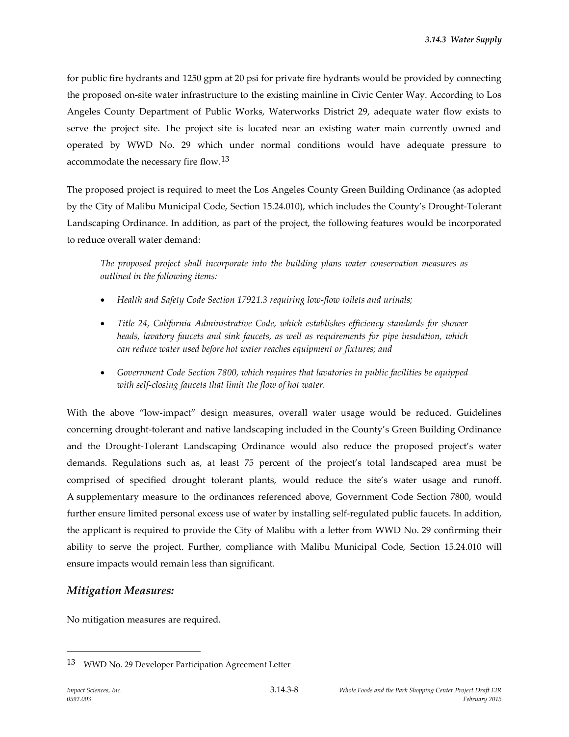for public fire hydrants and 1250 gpm at 20 psi for private fire hydrants would be provided by connecting the proposed on-site water infrastructure to the existing mainline in Civic Center Way. According to Los Angeles County Department of Public Works, Waterworks District 29, adequate water flow exists to serve the project site. The project site is located near an existing water main currently owned and operated by WWD No. 29 which under normal conditions would have adequate pressure to accommodate the necessary fire flow.[13]

The proposed project is required to meet the Los Angeles County Green Building Ordinance (as adopted by the City of Malibu Municipal Code, Section 15.24.010), which includes the County's Drought-Tolerant Landscaping Ordinance. In addition, as part of the project, the following features would be incorporated to reduce overall water demand:

> *The proposed project shall incorporate into the building plans water conservation measures as outlined in the following items:*
>
> - *Health and Safety Code Section 17921.3 requiring low-flow toilets and urinals;*
> - *Title 24, California Administrative Code, which establishes efficiency standards for shower heads, lavatory faucets and sink faucets, as well as requirements for pipe insulation, which can reduce water used before hot water reaches equipment or fixtures; and*
> - *Government Code Section 7800, which requires that lavatories in public facilities be equipped with self-closing faucets that limit the flow of hot water.*

With the above "low-impact" design measures, overall water usage would be reduced. Guidelines concerning drought-tolerant and native landscaping included in the County's Green Building Ordinance and the Drought-Tolerant Landscaping Ordinance would also reduce the proposed project's water demands. Regulations such as, at least 75 percent of the project's total landscaped area must be comprised of specified drought tolerant plants, would reduce the site's water usage and runoff. A supplementary measure to the ordinances referenced above, Government Code Section 7800, would further ensure limited personal excess use of water by installing self-regulated public faucets. In addition, the applicant is required to provide the City of Malibu with a letter from WWD No. 29 confirming their ability to serve the project. Further, compliance with Malibu Municipal Code, Section 15.24.010 will ensure impacts would remain less than significant.

## *Mitigation Measures:*

No mitigation measures are required.

---

[13] WWD No. 29 Developer Participation Agreement Letter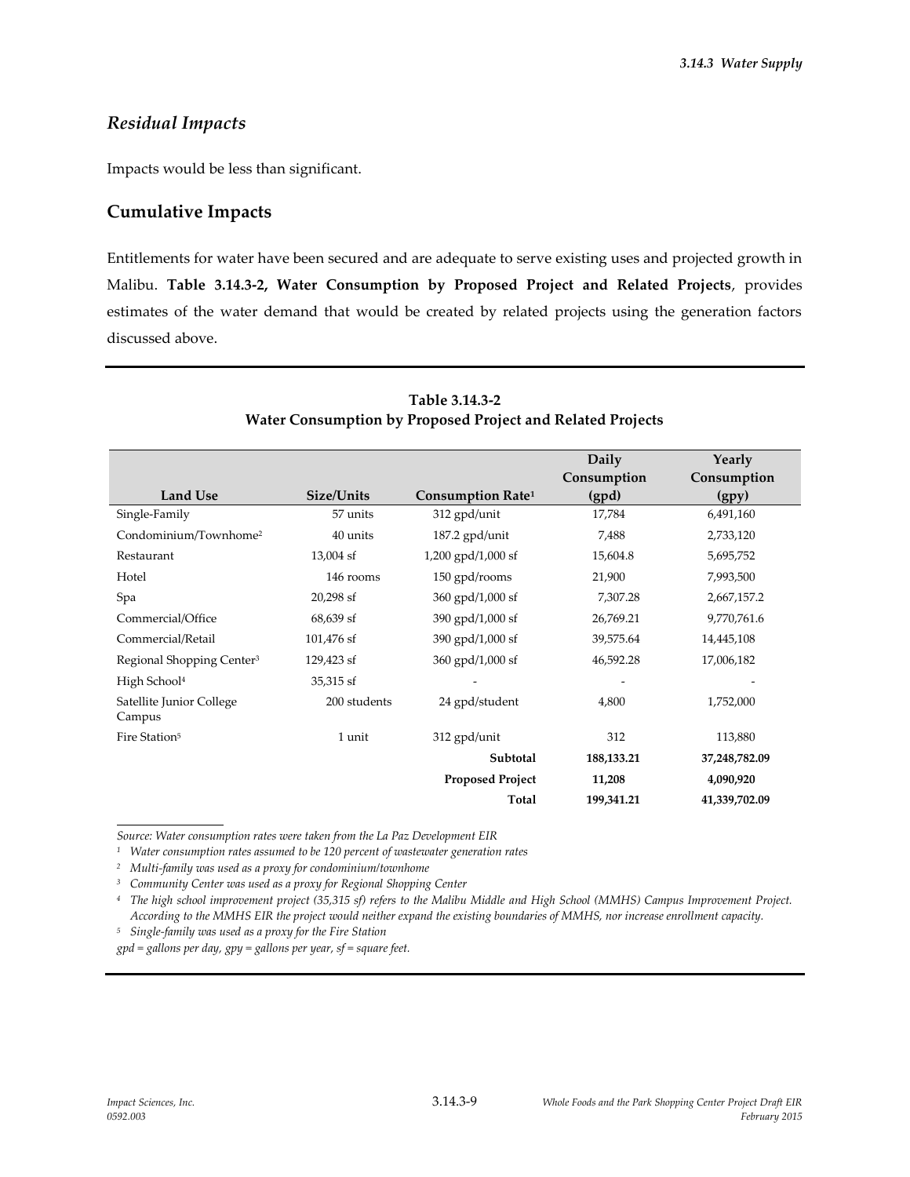## *Residual Impacts*

Impacts would be less than significant.

## Cumulative Impacts

Entitlements for water have been secured and are adequate to serve existing uses and projected growth in Malibu. **Table 3.14.3-2, Water Consumption by Proposed Project and Related Projects**, provides estimates of the water demand that would be created by related projects using the generation factors discussed above.

**Table 3.14.3-2**
**Water Consumption by Proposed Project and Related Projects**

| Land Use | Size/Units | Consumption Rate[1] | Daily Consumption (gpd) | Yearly Consumption (gpy) |
|---|---|---|---|---|
| Single-Family | 57 units | 312 gpd/unit | 17,784 | 6,491,160 |
| Condominium/Townhome[2] | 40 units | 187.2 gpd/unit | 7,488 | 2,733,120 |
| Restaurant | 13,004 sf | 1,200 gpd/1,000 sf | 15,604.8 | 5,695,752 |
| Hotel | 146 rooms | 150 gpd/rooms | 21,900 | 7,993,500 |
| Spa | 20,298 sf | 360 gpd/1,000 sf | 7,307.28 | 2,667,157.2 |
| Commercial/Office | 68,639 sf | 390 gpd/1,000 sf | 26,769.21 | 9,770,761.6 |
| Commercial/Retail | 101,476 sf | 390 gpd/1,000 sf | 39,575.64 | 14,445,108 |
| Regional Shopping Center[3] | 129,423 sf | 360 gpd/1,000 sf | 46,592.28 | 17,006,182 |
| High School[4] | 35,315 sf | - | - | - |
| Satellite Junior College Campus | 200 students | 24 gpd/student | 4,800 | 1,752,000 |
| Fire Station[5] | 1 unit | 312 gpd/unit | 312 | 113,880 |
| | | **Subtotal** | **188,133.21** | **37,248,782.09** |
| | | **Proposed Project** | **11,208** | **4,090,920** |
| | | **Total** | **199,341.21** | **41,339,702.09** |

*Source: Water consumption rates were taken from the La Paz Development EIR*

[1] *Water consumption rates assumed to be 120 percent of wastewater generation rates*

[2] *Multi-family was used as a proxy for condominium/townhome*

[3] *Community Center was used as a proxy for Regional Shopping Center*

[4] *The high school improvement project (35,315 sf) refers to the Malibu Middle and High School (MMHS) Campus Improvement Project. According to the MMHS EIR the project would neither expand the existing boundaries of MMHS, nor increase enrollment capacity.*

[5] *Single-family was used as a proxy for the Fire Station*

*gpd = gallons per day, gpy = gallons per year, sf = square feet.*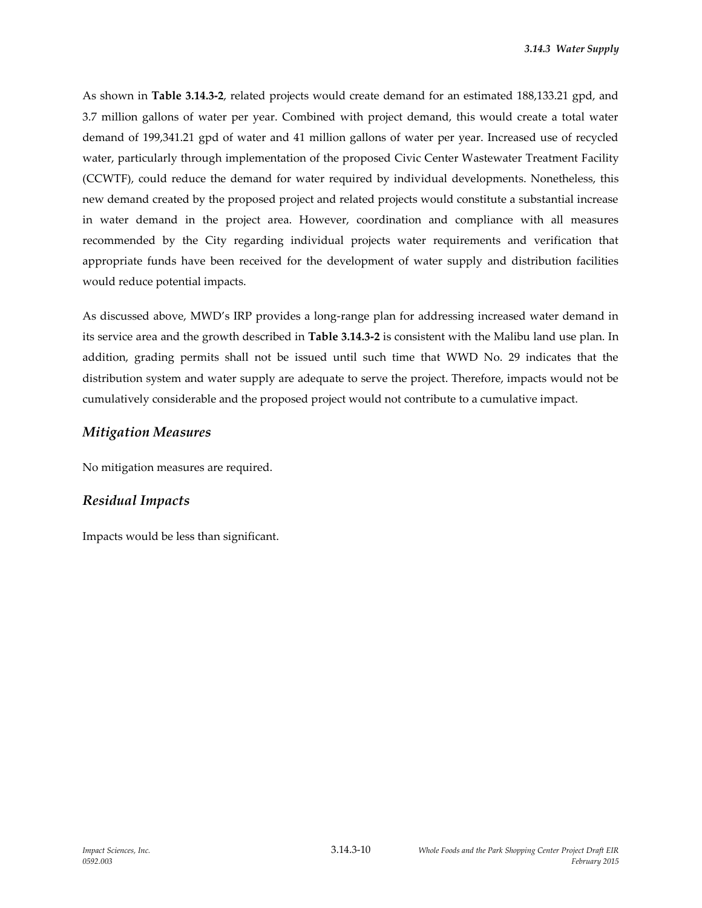As shown in **Table 3.14.3-2**, related projects would create demand for an estimated 188,133.21 gpd, and 3.7 million gallons of water per year. Combined with project demand, this would create a total water demand of 199,341.21 gpd of water and 41 million gallons of water per year. Increased use of recycled water, particularly through implementation of the proposed Civic Center Wastewater Treatment Facility (CCWTF), could reduce the demand for water required by individual developments. Nonetheless, this new demand created by the proposed project and related projects would constitute a substantial increase in water demand in the project area. However, coordination and compliance with all measures recommended by the City regarding individual projects water requirements and verification that appropriate funds have been received for the development of water supply and distribution facilities would reduce potential impacts.

As discussed above, MWD's IRP provides a long-range plan for addressing increased water demand in its service area and the growth described in **Table 3.14.3-2** is consistent with the Malibu land use plan. In addition, grading permits shall not be issued until such time that WWD No. 29 indicates that the distribution system and water supply are adequate to serve the project. Therefore, impacts would not be cumulatively considerable and the proposed project would not contribute to a cumulative impact.

## *Mitigation Measures*

No mitigation measures are required.

## *Residual Impacts*

Impacts would be less than significant.